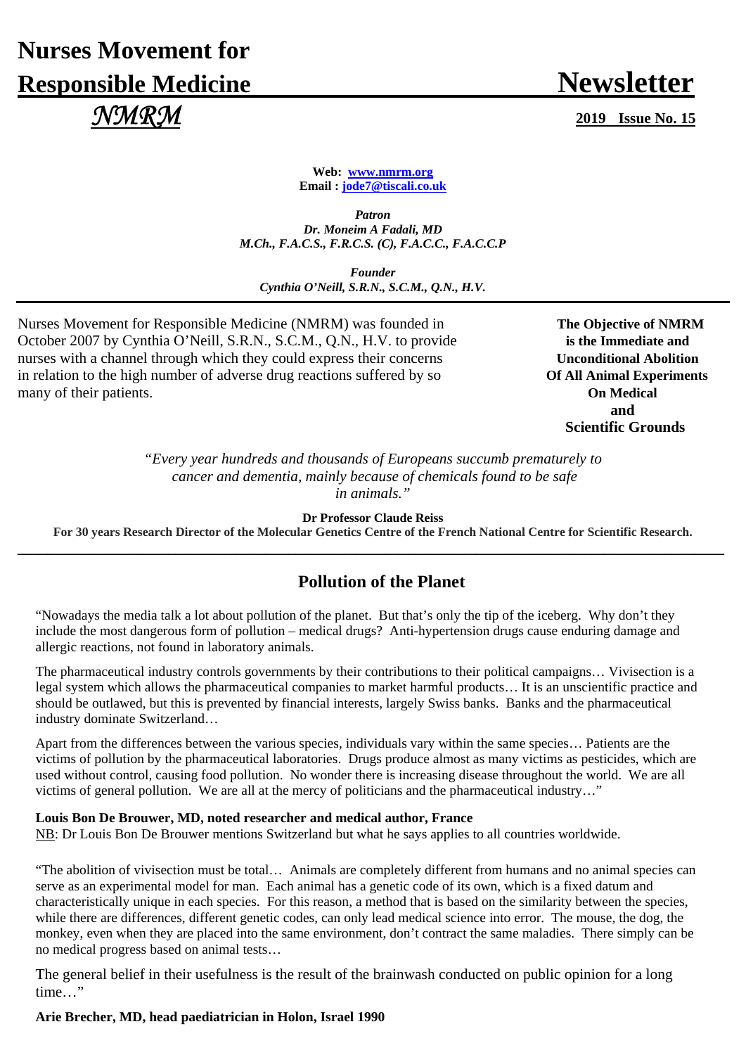# Nurses Movement for Responsible Medicine

# Newsletter

*NMRM*

**2019 Issue No. 15**

**Web: [www.nmrm.org](http://www.nmrm.org)**
**Email : [jode7@tiscali.co.uk](mailto:jode7@tiscali.co.uk)**

***Patron***
***Dr. Moneim A Fadali, MD***
***M.Ch., F.A.C.S., F.R.C.S. (C), F.A.C.C., F.A.C.C.P***

***Founder***
***Cynthia O'Neill, S.R.N., S.C.M., Q.N., H.V.***

---

Nurses Movement for Responsible Medicine (NMRM) was founded in October 2007 by Cynthia O'Neill, S.R.N., S.C.M., Q.N., H.V. to provide nurses with a channel through which they could express their concerns in relation to the high number of adverse drug reactions suffered by so many of their patients.

**The Objective of NMRM is the Immediate and Unconditional Abolition Of All Animal Experiments On Medical and Scientific Grounds**

*"Every year hundreds and thousands of Europeans succumb prematurely to cancer and dementia, mainly because of chemicals found to be safe in animals."*

**Dr Professor Claude Reiss**
**For 30 years Research Director of the Molecular Genetics Centre of the French National Centre for Scientific Research.**

---

## Pollution of the Planet

"Nowadays the media talk a lot about pollution of the planet. But that's only the tip of the iceberg. Why don't they include the most dangerous form of pollution – medical drugs? Anti-hypertension drugs cause enduring damage and allergic reactions, not found in laboratory animals.

The pharmaceutical industry controls governments by their contributions to their political campaigns… Vivisection is a legal system which allows the pharmaceutical companies to market harmful products… It is an unscientific practice and should be outlawed, but this is prevented by financial interests, largely Swiss banks. Banks and the pharmaceutical industry dominate Switzerland…

Apart from the differences between the various species, individuals vary within the same species… Patients are the victims of pollution by the pharmaceutical laboratories. Drugs produce almost as many victims as pesticides, which are used without control, causing food pollution. No wonder there is increasing disease throughout the world. We are all victims of general pollution. We are all at the mercy of politicians and the pharmaceutical industry…"

**Louis Bon De Brouwer, MD, noted researcher and medical author, France**

NB: Dr Louis Bon De Brouwer mentions Switzerland but what he says applies to all countries worldwide.

"The abolition of vivisection must be total… Animals are completely different from humans and no animal species can serve as an experimental model for man. Each animal has a genetic code of its own, which is a fixed datum and characteristically unique in each species. For this reason, a method that is based on the similarity between the species, while there are differences, different genetic codes, can only lead medical science into error. The mouse, the dog, the monkey, even when they are placed into the same environment, don't contract the same maladies. There simply can be no medical progress based on animal tests…

The general belief in their usefulness is the result of the brainwash conducted on public opinion for a long time…"

**Arie Brecher, MD, head paediatrician in Holon, Israel 1990**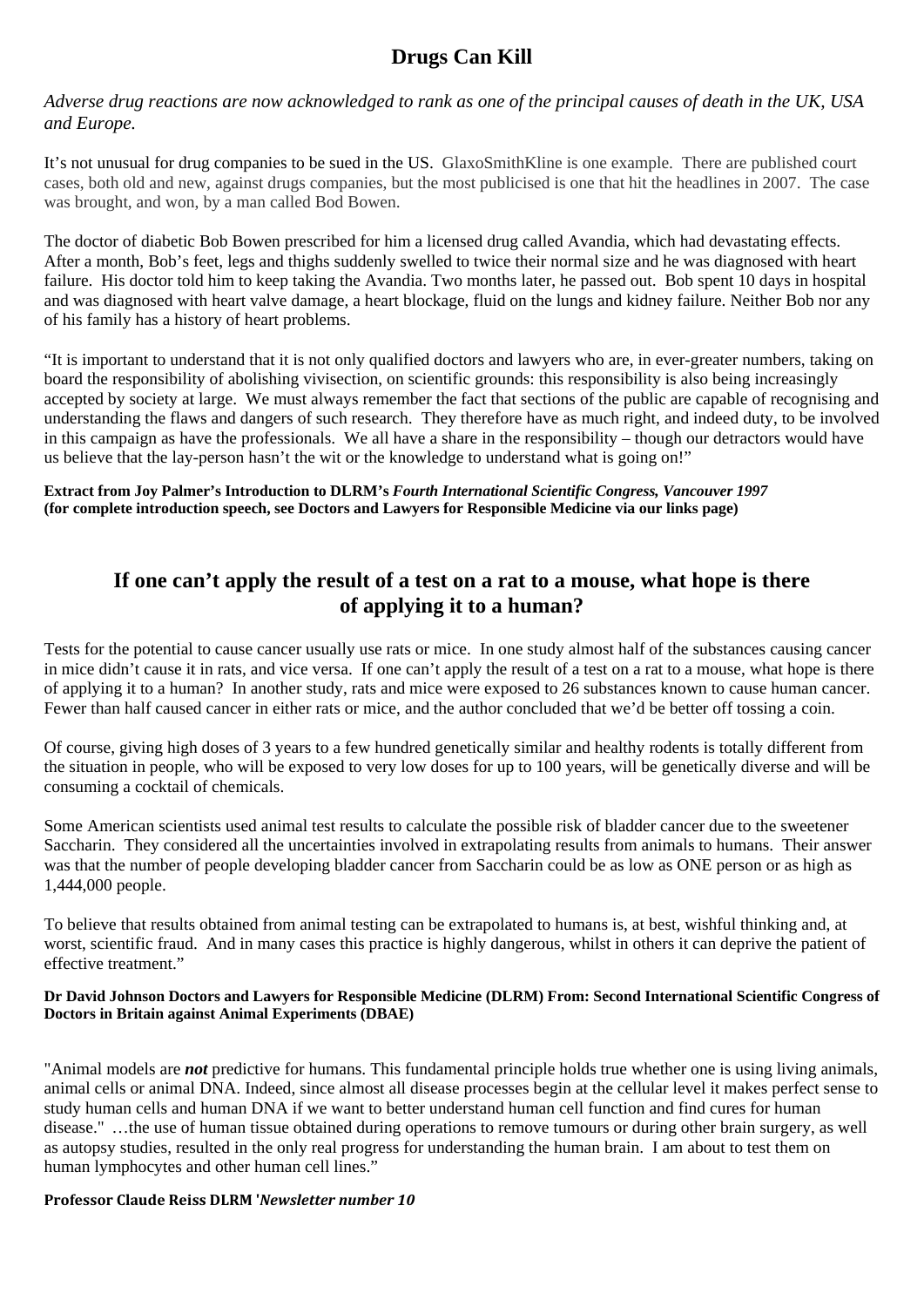# Drugs Can Kill

*Adverse drug reactions are now acknowledged to rank as one of the principal causes of death in the UK, USA and Europe.*

It's not unusual for drug companies to be sued in the US. GlaxoSmithKline is one example. There are published court cases, both old and new, against drugs companies, but the most publicised is one that hit the headlines in 2007. The case was brought, and won, by a man called Bod Bowen.

The doctor of diabetic Bob Bowen prescribed for him a licensed drug called Avandia, which had devastating effects. After a month, Bob's feet, legs and thighs suddenly swelled to twice their normal size and he was diagnosed with heart failure. His doctor told him to keep taking the Avandia. Two months later, he passed out. Bob spent 10 days in hospital and was diagnosed with heart valve damage, a heart blockage, fluid on the lungs and kidney failure. Neither Bob nor any of his family has a history of heart problems.

"It is important to understand that it is not only qualified doctors and lawyers who are, in ever-greater numbers, taking on board the responsibility of abolishing vivisection, on scientific grounds: this responsibility is also being increasingly accepted by society at large. We must always remember the fact that sections of the public are capable of recognising and understanding the flaws and dangers of such research. They therefore have as much right, and indeed duty, to be involved in this campaign as have the professionals. We all have a share in the responsibility – though our detractors would have us believe that the lay-person hasn't the wit or the knowledge to understand what is going on!"

**Extract from Joy Palmer's Introduction to DLRM's *Fourth International Scientific Congress, Vancouver 1997***
**(for complete introduction speech, see Doctors and Lawyers for Responsible Medicine via our links page)**

## If one can't apply the result of a test on a rat to a mouse, what hope is there of applying it to a human?

Tests for the potential to cause cancer usually use rats or mice. In one study almost half of the substances causing cancer in mice didn't cause it in rats, and vice versa. If one can't apply the result of a test on a rat to a mouse, what hope is there of applying it to a human? In another study, rats and mice were exposed to 26 substances known to cause human cancer. Fewer than half caused cancer in either rats or mice, and the author concluded that we'd be better off tossing a coin.

Of course, giving high doses of 3 years to a few hundred genetically similar and healthy rodents is totally different from the situation in people, who will be exposed to very low doses for up to 100 years, will be genetically diverse and will be consuming a cocktail of chemicals.

Some American scientists used animal test results to calculate the possible risk of bladder cancer due to the sweetener Saccharin. They considered all the uncertainties involved in extrapolating results from animals to humans. Their answer was that the number of people developing bladder cancer from Saccharin could be as low as ONE person or as high as 1,444,000 people.

To believe that results obtained from animal testing can be extrapolated to humans is, at best, wishful thinking and, at worst, scientific fraud. And in many cases this practice is highly dangerous, whilst in others it can deprive the patient of effective treatment."

**Dr David Johnson Doctors and Lawyers for Responsible Medicine (DLRM) From: Second International Scientific Congress of Doctors in Britain against Animal Experiments (DBAE)**

"Animal models are ***not*** predictive for humans. This fundamental principle holds true whether one is using living animals, animal cells or animal DNA. Indeed, since almost all disease processes begin at the cellular level it makes perfect sense to study human cells and human DNA if we want to better understand human cell function and find cures for human disease." …the use of human tissue obtained during operations to remove tumours or during other brain surgery, as well as autopsy studies, resulted in the only real progress for understanding the human brain. I am about to test them on human lymphocytes and other human cell lines."

**Professor Claude Reiss DLRM '*Newsletter number 10***